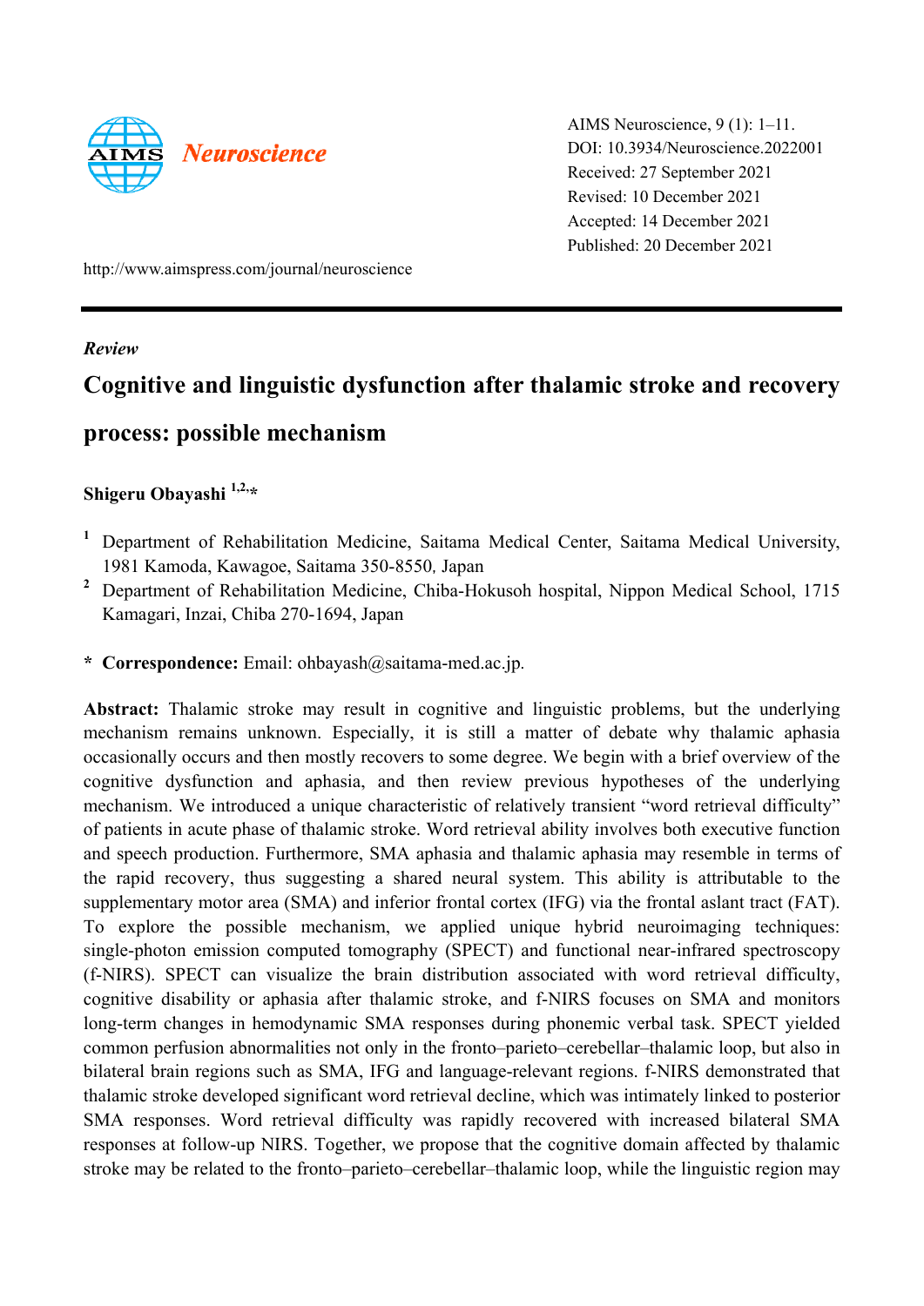AIMS Neuroscience, 9 (1): 1–11.
DOI: 10.3934/Neuroscience.2022001
Received: 27 September 2021
Revised: 10 December 2021
Accepted: 14 December 2021
Published: 20 December 2021

http://www.aimspress.com/journal/neuroscience

*Review*

# Cognitive and linguistic dysfunction after thalamic stroke and recovery process: possible mechanism

**Shigeru Obayashi** [1,2,*]

[1] Department of Rehabilitation Medicine, Saitama Medical Center, Saitama Medical University, 1981 Kamoda, Kawagoe, Saitama 350-8550, Japan

[2] Department of Rehabilitation Medicine, Chiba-Hokusoh hospital, Nippon Medical School, 1715 Kamagari, Inzai, Chiba 270-1694, Japan

\* **Correspondence:** Email: ohbayash@saitama-med.ac.jp.

**Abstract:** Thalamic stroke may result in cognitive and linguistic problems, but the underlying mechanism remains unknown. Especially, it is still a matter of debate why thalamic aphasia occasionally occurs and then mostly recovers to some degree. We begin with a brief overview of the cognitive dysfunction and aphasia, and then review previous hypotheses of the underlying mechanism. We introduced a unique characteristic of relatively transient "word retrieval difficulty" of patients in acute phase of thalamic stroke. Word retrieval ability involves both executive function and speech production. Furthermore, SMA aphasia and thalamic aphasia may resemble in terms of the rapid recovery, thus suggesting a shared neural system. This ability is attributable to the supplementary motor area (SMA) and inferior frontal cortex (IFG) via the frontal aslant tract (FAT). To explore the possible mechanism, we applied unique hybrid neuroimaging techniques: single-photon emission computed tomography (SPECT) and functional near-infrared spectroscopy (f-NIRS). SPECT can visualize the brain distribution associated with word retrieval difficulty, cognitive disability or aphasia after thalamic stroke, and f-NIRS focuses on SMA and monitors long-term changes in hemodynamic SMA responses during phonemic verbal task. SPECT yielded common perfusion abnormalities not only in the fronto–parieto–cerebellar–thalamic loop, but also in bilateral brain regions such as SMA, IFG and language-relevant regions. f-NIRS demonstrated that thalamic stroke developed significant word retrieval decline, which was intimately linked to posterior SMA responses. Word retrieval difficulty was rapidly recovered with increased bilateral SMA responses at follow-up NIRS. Together, we propose that the cognitive domain affected by thalamic stroke may be related to the fronto–parieto–cerebellar–thalamic loop, while the linguistic region may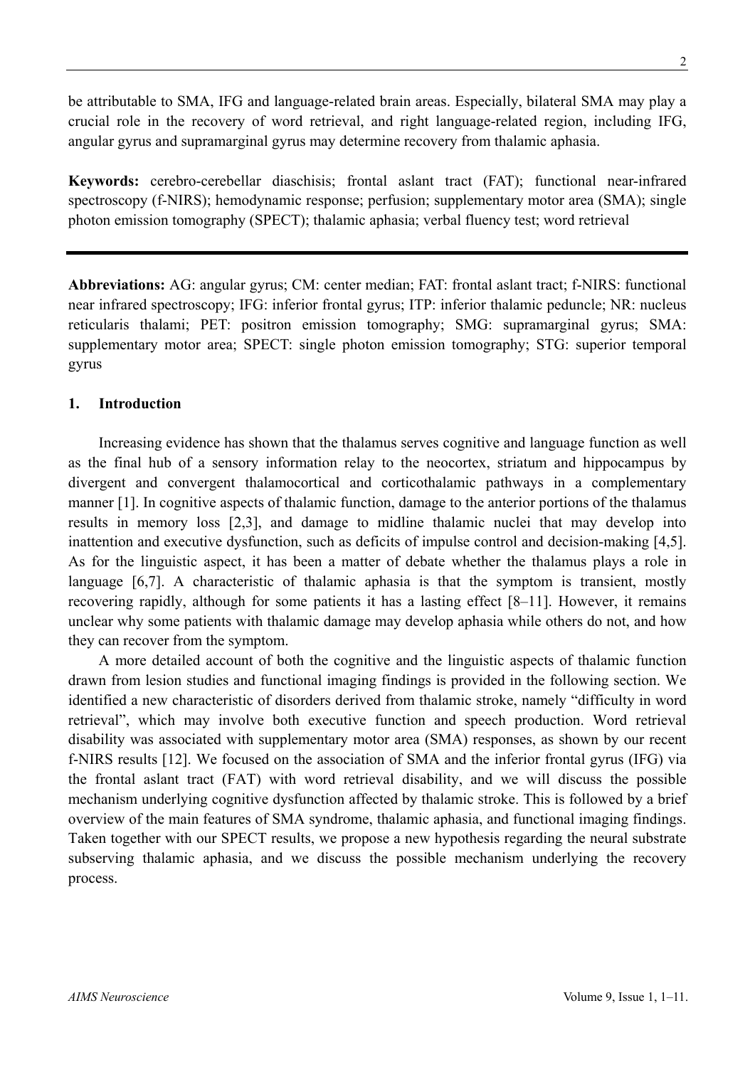be attributable to SMA, IFG and language-related brain areas. Especially, bilateral SMA may play a crucial role in the recovery of word retrieval, and right language-related region, including IFG, angular gyrus and supramarginal gyrus may determine recovery from thalamic aphasia.

**Keywords:** cerebro-cerebellar diaschisis; frontal aslant tract (FAT); functional near-infrared spectroscopy (f-NIRS); hemodynamic response; perfusion; supplementary motor area (SMA); single photon emission tomography (SPECT); thalamic aphasia; verbal fluency test; word retrieval

---

**Abbreviations:** AG: angular gyrus; CM: center median; FAT: frontal aslant tract; f-NIRS: functional near infrared spectroscopy; IFG: inferior frontal gyrus; ITP: inferior thalamic peduncle; NR: nucleus reticularis thalami; PET: positron emission tomography; SMG: supramarginal gyrus; SMA: supplementary motor area; SPECT: single photon emission tomography; STG: superior temporal gyrus

## 1. Introduction

Increasing evidence has shown that the thalamus serves cognitive and language function as well as the final hub of a sensory information relay to the neocortex, striatum and hippocampus by divergent and convergent thalamocortical and corticothalamic pathways in a complementary manner [1]. In cognitive aspects of thalamic function, damage to the anterior portions of the thalamus results in memory loss [2,3], and damage to midline thalamic nuclei that may develop into inattention and executive dysfunction, such as deficits of impulse control and decision-making [4,5]. As for the linguistic aspect, it has been a matter of debate whether the thalamus plays a role in language [6,7]. A characteristic of thalamic aphasia is that the symptom is transient, mostly recovering rapidly, although for some patients it has a lasting effect [8–11]. However, it remains unclear why some patients with thalamic damage may develop aphasia while others do not, and how they can recover from the symptom.

A more detailed account of both the cognitive and the linguistic aspects of thalamic function drawn from lesion studies and functional imaging findings is provided in the following section. We identified a new characteristic of disorders derived from thalamic stroke, namely "difficulty in word retrieval", which may involve both executive function and speech production. Word retrieval disability was associated with supplementary motor area (SMA) responses, as shown by our recent f-NIRS results [12]. We focused on the association of SMA and the inferior frontal gyrus (IFG) via the frontal aslant tract (FAT) with word retrieval disability, and we will discuss the possible mechanism underlying cognitive dysfunction affected by thalamic stroke. This is followed by a brief overview of the main features of SMA syndrome, thalamic aphasia, and functional imaging findings. Taken together with our SPECT results, we propose a new hypothesis regarding the neural substrate subserving thalamic aphasia, and we discuss the possible mechanism underlying the recovery process.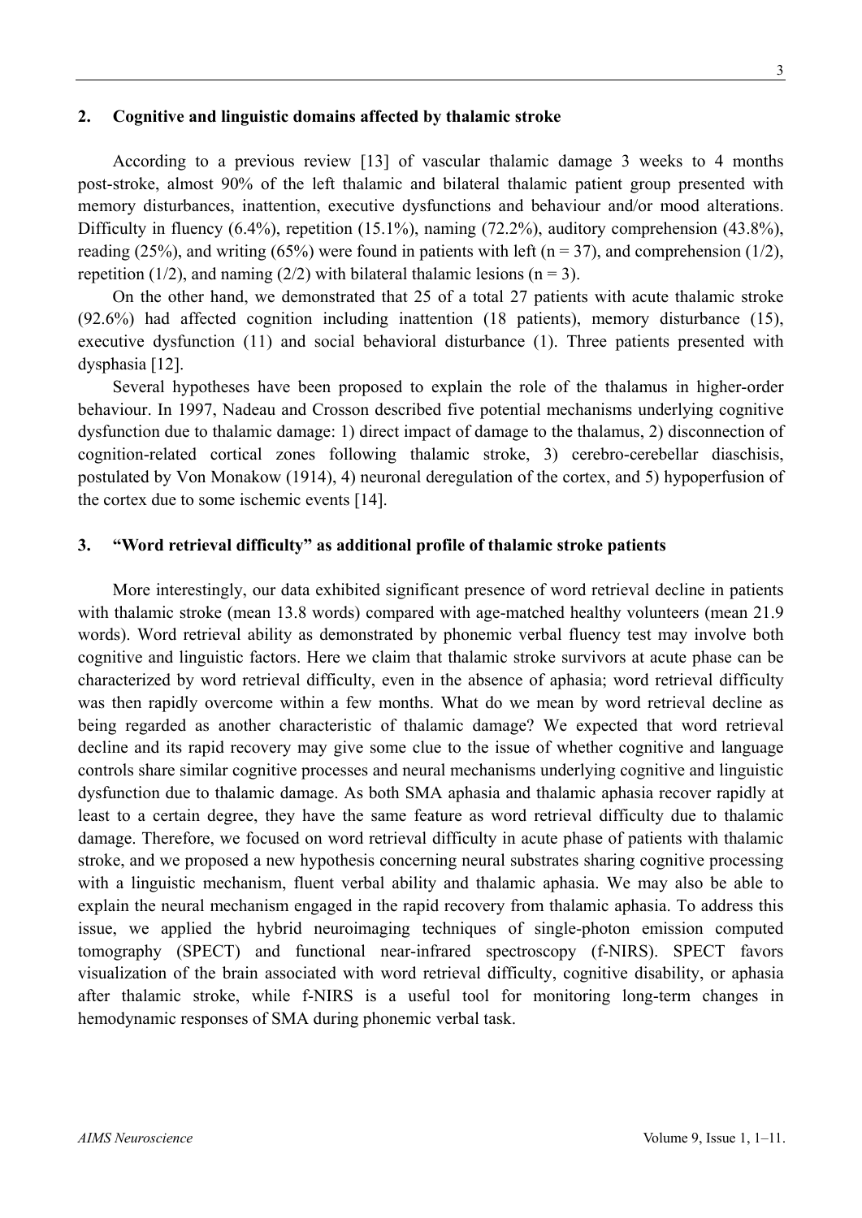## 2. Cognitive and linguistic domains affected by thalamic stroke

According to a previous review [13] of vascular thalamic damage 3 weeks to 4 months post-stroke, almost 90% of the left thalamic and bilateral thalamic patient group presented with memory disturbances, inattention, executive dysfunctions and behaviour and/or mood alterations. Difficulty in fluency (6.4%), repetition (15.1%), naming (72.2%), auditory comprehension (43.8%), reading (25%), and writing (65%) were found in patients with left (n = 37), and comprehension (1/2), repetition (1/2), and naming (2/2) with bilateral thalamic lesions (n = 3).

On the other hand, we demonstrated that 25 of a total 27 patients with acute thalamic stroke (92.6%) had affected cognition including inattention (18 patients), memory disturbance (15), executive dysfunction (11) and social behavioral disturbance (1). Three patients presented with dysphasia [12].

Several hypotheses have been proposed to explain the role of the thalamus in higher-order behaviour. In 1997, Nadeau and Crosson described five potential mechanisms underlying cognitive dysfunction due to thalamic damage: 1) direct impact of damage to the thalamus, 2) disconnection of cognition-related cortical zones following thalamic stroke, 3) cerebro-cerebellar diaschisis, postulated by Von Monakow (1914), 4) neuronal deregulation of the cortex, and 5) hypoperfusion of the cortex due to some ischemic events [14].

## 3. "Word retrieval difficulty" as additional profile of thalamic stroke patients

More interestingly, our data exhibited significant presence of word retrieval decline in patients with thalamic stroke (mean 13.8 words) compared with age-matched healthy volunteers (mean 21.9 words). Word retrieval ability as demonstrated by phonemic verbal fluency test may involve both cognitive and linguistic factors. Here we claim that thalamic stroke survivors at acute phase can be characterized by word retrieval difficulty, even in the absence of aphasia; word retrieval difficulty was then rapidly overcome within a few months. What do we mean by word retrieval decline as being regarded as another characteristic of thalamic damage? We expected that word retrieval decline and its rapid recovery may give some clue to the issue of whether cognitive and language controls share similar cognitive processes and neural mechanisms underlying cognitive and linguistic dysfunction due to thalamic damage. As both SMA aphasia and thalamic aphasia recover rapidly at least to a certain degree, they have the same feature as word retrieval difficulty due to thalamic damage. Therefore, we focused on word retrieval difficulty in acute phase of patients with thalamic stroke, and we proposed a new hypothesis concerning neural substrates sharing cognitive processing with a linguistic mechanism, fluent verbal ability and thalamic aphasia. We may also be able to explain the neural mechanism engaged in the rapid recovery from thalamic aphasia. To address this issue, we applied the hybrid neuroimaging techniques of single-photon emission computed tomography (SPECT) and functional near-infrared spectroscopy (f-NIRS). SPECT favors visualization of the brain associated with word retrieval difficulty, cognitive disability, or aphasia after thalamic stroke, while f-NIRS is a useful tool for monitoring long-term changes in hemodynamic responses of SMA during phonemic verbal task.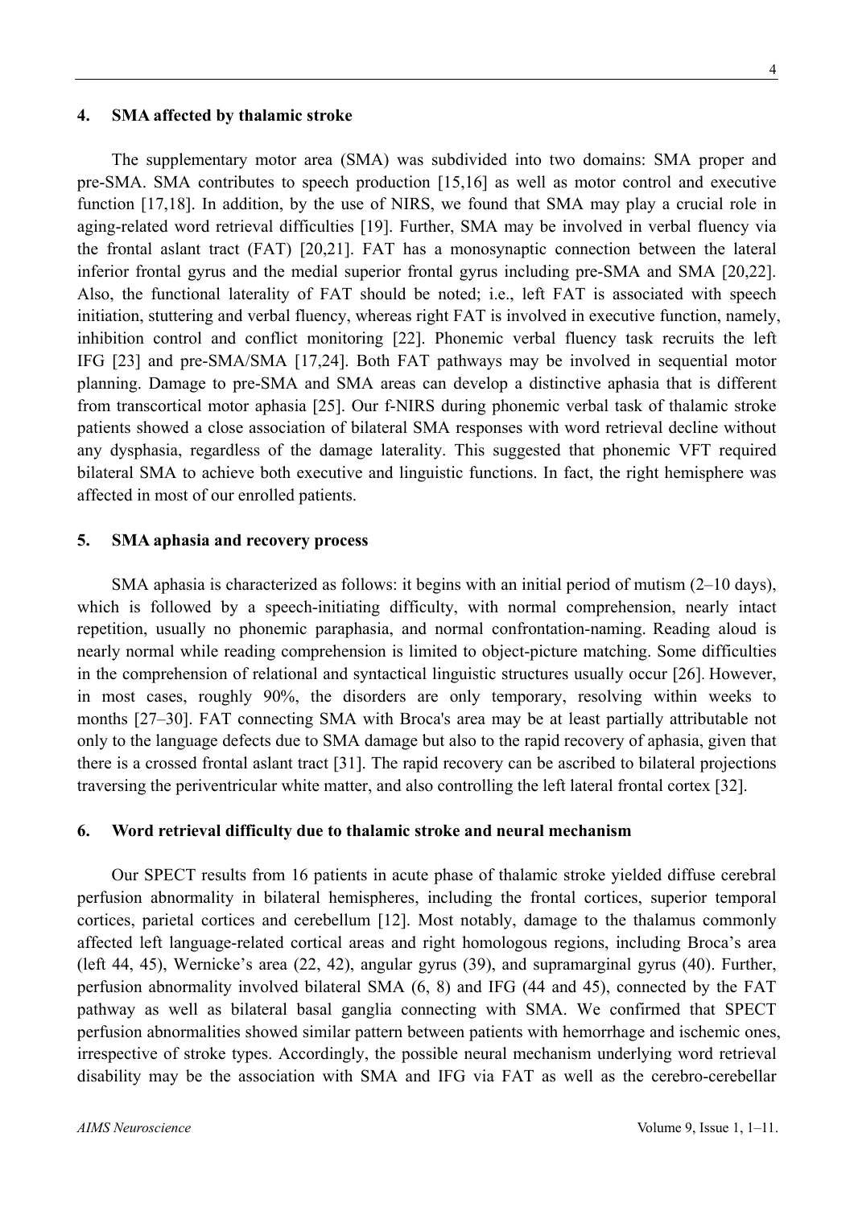## 4. SMA affected by thalamic stroke

The supplementary motor area (SMA) was subdivided into two domains: SMA proper and pre-SMA. SMA contributes to speech production [15,16] as well as motor control and executive function [17,18]. In addition, by the use of NIRS, we found that SMA may play a crucial role in aging-related word retrieval difficulties [19]. Further, SMA may be involved in verbal fluency via the frontal aslant tract (FAT) [20,21]. FAT has a monosynaptic connection between the lateral inferior frontal gyrus and the medial superior frontal gyrus including pre-SMA and SMA [20,22]. Also, the functional laterality of FAT should be noted; i.e., left FAT is associated with speech initiation, stuttering and verbal fluency, whereas right FAT is involved in executive function, namely, inhibition control and conflict monitoring [22]. Phonemic verbal fluency task recruits the left IFG [23] and pre-SMA/SMA [17,24]. Both FAT pathways may be involved in sequential motor planning. Damage to pre-SMA and SMA areas can develop a distinctive aphasia that is different from transcortical motor aphasia [25]. Our f-NIRS during phonemic verbal task of thalamic stroke patients showed a close association of bilateral SMA responses with word retrieval decline without any dysphasia, regardless of the damage laterality. This suggested that phonemic VFT required bilateral SMA to achieve both executive and linguistic functions. In fact, the right hemisphere was affected in most of our enrolled patients.

## 5. SMA aphasia and recovery process

SMA aphasia is characterized as follows: it begins with an initial period of mutism (2–10 days), which is followed by a speech-initiating difficulty, with normal comprehension, nearly intact repetition, usually no phonemic paraphasia, and normal confrontation-naming. Reading aloud is nearly normal while reading comprehension is limited to object-picture matching. Some difficulties in the comprehension of relational and syntactical linguistic structures usually occur [26]. However, in most cases, roughly 90%, the disorders are only temporary, resolving within weeks to months [27–30]. FAT connecting SMA with Broca's area may be at least partially attributable not only to the language defects due to SMA damage but also to the rapid recovery of aphasia, given that there is a crossed frontal aslant tract [31]. The rapid recovery can be ascribed to bilateral projections traversing the periventricular white matter, and also controlling the left lateral frontal cortex [32].

## 6. Word retrieval difficulty due to thalamic stroke and neural mechanism

Our SPECT results from 16 patients in acute phase of thalamic stroke yielded diffuse cerebral perfusion abnormality in bilateral hemispheres, including the frontal cortices, superior temporal cortices, parietal cortices and cerebellum [12]. Most notably, damage to the thalamus commonly affected left language-related cortical areas and right homologous regions, including Broca's area (left 44, 45), Wernicke's area (22, 42), angular gyrus (39), and supramarginal gyrus (40). Further, perfusion abnormality involved bilateral SMA (6, 8) and IFG (44 and 45), connected by the FAT pathway as well as bilateral basal ganglia connecting with SMA. We confirmed that SPECT perfusion abnormalities showed similar pattern between patients with hemorrhage and ischemic ones, irrespective of stroke types. Accordingly, the possible neural mechanism underlying word retrieval disability may be the association with SMA and IFG via FAT as well as the cerebro-cerebellar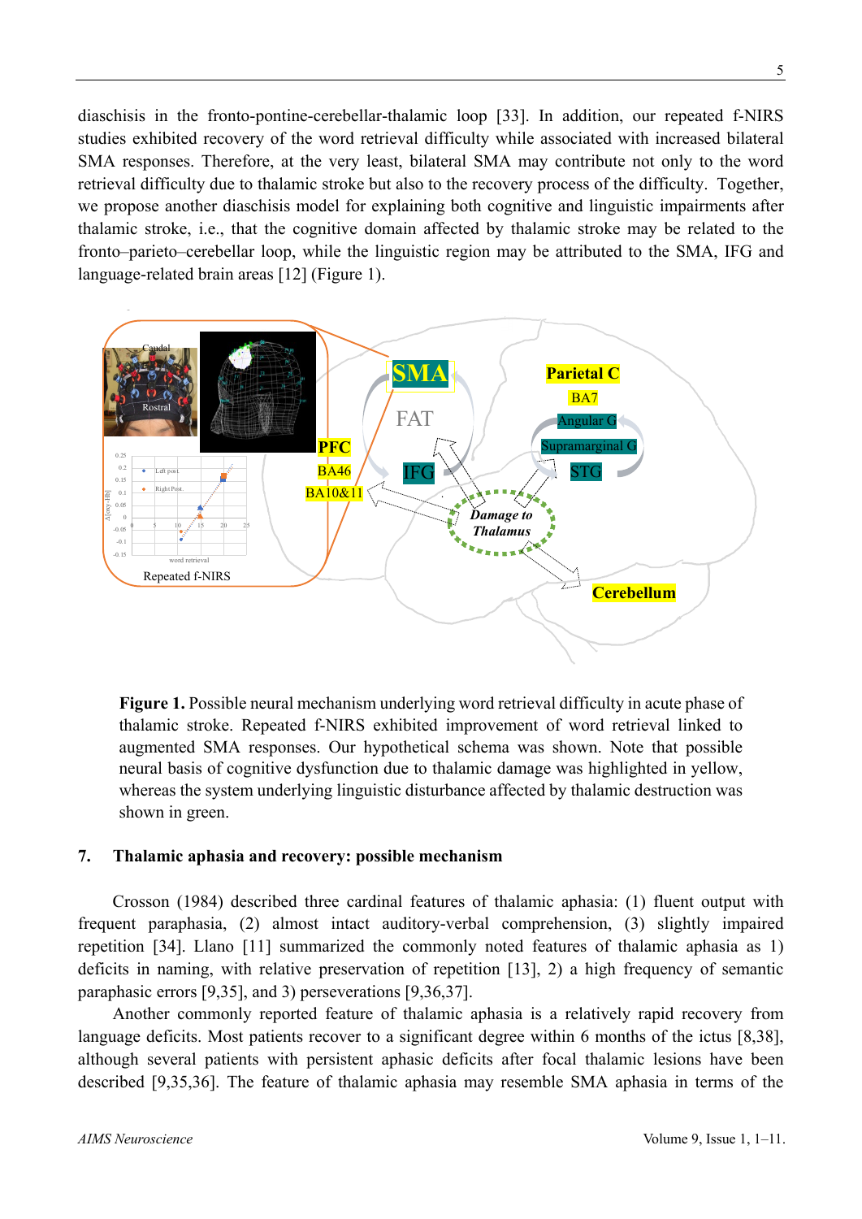diaschisis in the fronto-pontine-cerebellar-thalamic loop [33]. In addition, our repeated f-NIRS studies exhibited recovery of the word retrieval difficulty while associated with increased bilateral SMA responses. Therefore, at the very least, bilateral SMA may contribute not only to the word retrieval difficulty due to thalamic stroke but also to the recovery process of the difficulty. Together, we propose another diaschisis model for explaining both cognitive and linguistic impairments after thalamic stroke, i.e., that the cognitive domain affected by thalamic stroke may be related to the fronto–parieto–cerebellar loop, while the linguistic region may be attributed to the SMA, IFG and language-related brain areas [12] (Figure 1).

**Figure 1.** Possible neural mechanism underlying word retrieval difficulty in acute phase of thalamic stroke. Repeated f-NIRS exhibited improvement of word retrieval linked to augmented SMA responses. Our hypothetical schema was shown. Note that possible neural basis of cognitive dysfunction due to thalamic damage was highlighted in yellow, whereas the system underlying linguistic disturbance affected by thalamic destruction was shown in green.

## 7. Thalamic aphasia and recovery: possible mechanism

Crosson (1984) described three cardinal features of thalamic aphasia: (1) fluent output with frequent paraphasia, (2) almost intact auditory-verbal comprehension, (3) slightly impaired repetition [34]. Llano [11] summarized the commonly noted features of thalamic aphasia as 1) deficits in naming, with relative preservation of repetition [13], 2) a high frequency of semantic paraphasic errors [9,35], and 3) perseverations [9,36,37].

Another commonly reported feature of thalamic aphasia is a relatively rapid recovery from language deficits. Most patients recover to a significant degree within 6 months of the ictus [8,38], although several patients with persistent aphasic deficits after focal thalamic lesions have been described [9,35,36]. The feature of thalamic aphasia may resemble SMA aphasia in terms of the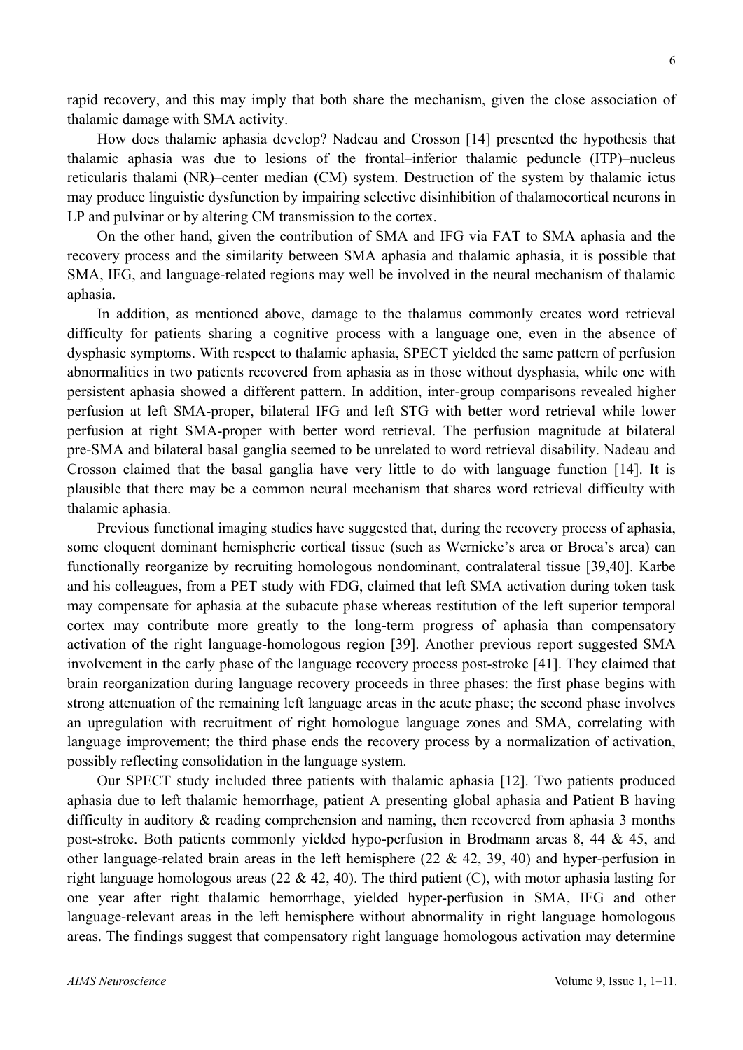rapid recovery, and this may imply that both share the mechanism, given the close association of thalamic damage with SMA activity.

How does thalamic aphasia develop? Nadeau and Crosson [14] presented the hypothesis that thalamic aphasia was due to lesions of the frontal–inferior thalamic peduncle (ITP)–nucleus reticularis thalami (NR)–center median (CM) system. Destruction of the system by thalamic ictus may produce linguistic dysfunction by impairing selective disinhibition of thalamocortical neurons in LP and pulvinar or by altering CM transmission to the cortex.

On the other hand, given the contribution of SMA and IFG via FAT to SMA aphasia and the recovery process and the similarity between SMA aphasia and thalamic aphasia, it is possible that SMA, IFG, and language-related regions may well be involved in the neural mechanism of thalamic aphasia.

In addition, as mentioned above, damage to the thalamus commonly creates word retrieval difficulty for patients sharing a cognitive process with a language one, even in the absence of dysphasic symptoms. With respect to thalamic aphasia, SPECT yielded the same pattern of perfusion abnormalities in two patients recovered from aphasia as in those without dysphasia, while one with persistent aphasia showed a different pattern. In addition, inter-group comparisons revealed higher perfusion at left SMA-proper, bilateral IFG and left STG with better word retrieval while lower perfusion at right SMA-proper with better word retrieval. The perfusion magnitude at bilateral pre-SMA and bilateral basal ganglia seemed to be unrelated to word retrieval disability. Nadeau and Crosson claimed that the basal ganglia have very little to do with language function [14]. It is plausible that there may be a common neural mechanism that shares word retrieval difficulty with thalamic aphasia.

Previous functional imaging studies have suggested that, during the recovery process of aphasia, some eloquent dominant hemispheric cortical tissue (such as Wernicke's area or Broca's area) can functionally reorganize by recruiting homologous nondominant, contralateral tissue [39,40]. Karbe and his colleagues, from a PET study with FDG, claimed that left SMA activation during token task may compensate for aphasia at the subacute phase whereas restitution of the left superior temporal cortex may contribute more greatly to the long-term progress of aphasia than compensatory activation of the right language-homologous region [39]. Another previous report suggested SMA involvement in the early phase of the language recovery process post-stroke [41]. They claimed that brain reorganization during language recovery proceeds in three phases: the first phase begins with strong attenuation of the remaining left language areas in the acute phase; the second phase involves an upregulation with recruitment of right homologue language zones and SMA, correlating with language improvement; the third phase ends the recovery process by a normalization of activation, possibly reflecting consolidation in the language system.

Our SPECT study included three patients with thalamic aphasia [12]. Two patients produced aphasia due to left thalamic hemorrhage, patient A presenting global aphasia and Patient B having difficulty in auditory & reading comprehension and naming, then recovered from aphasia 3 months post-stroke. Both patients commonly yielded hypo-perfusion in Brodmann areas 8, 44 & 45, and other language-related brain areas in the left hemisphere (22 & 42, 39, 40) and hyper-perfusion in right language homologous areas (22 & 42, 40). The third patient (C), with motor aphasia lasting for one year after right thalamic hemorrhage, yielded hyper-perfusion in SMA, IFG and other language-relevant areas in the left hemisphere without abnormality in right language homologous areas. The findings suggest that compensatory right language homologous activation may determine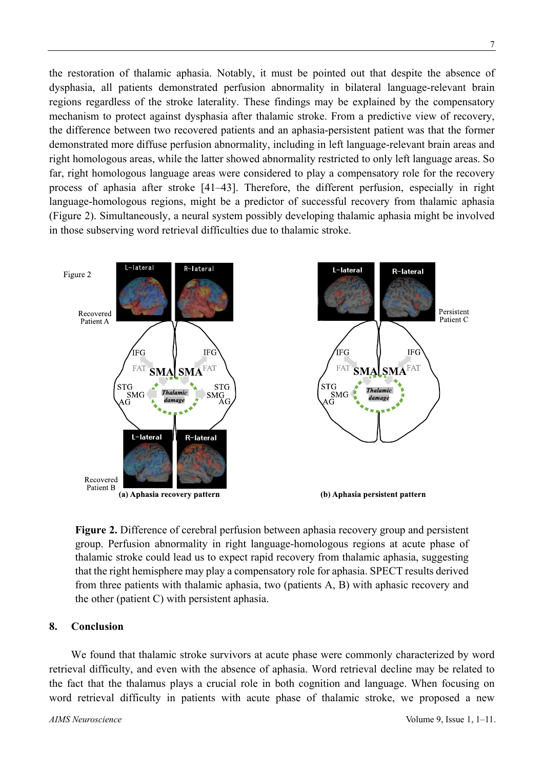the restoration of thalamic aphasia. Notably, it must be pointed out that despite the absence of dysphasia, all patients demonstrated perfusion abnormality in bilateral language-relevant brain regions regardless of the stroke laterality. These findings may be explained by the compensatory mechanism to protect against dysphasia after thalamic stroke. From a predictive view of recovery, the difference between two recovered patients and an aphasia-persistent patient was that the former demonstrated more diffuse perfusion abnormality, including in left language-relevant brain areas and right homologous areas, while the latter showed abnormality restricted to only left language areas. So far, right homologous language areas were considered to play a compensatory role for the recovery process of aphasia after stroke [41–43]. Therefore, the different perfusion, especially in right language-homologous regions, might be a predictor of successful recovery from thalamic aphasia (Figure 2). Simultaneously, a neural system possibly developing thalamic aphasia might be involved in those subserving word retrieval difficulties due to thalamic stroke.

**Figure 2.** Difference of cerebral perfusion between aphasia recovery group and persistent group. Perfusion abnormality in right language-homologous regions at acute phase of thalamic stroke could lead us to expect rapid recovery from thalamic aphasia, suggesting that the right hemisphere may play a compensatory role for aphasia. SPECT results derived from three patients with thalamic aphasia, two (patients A, B) with aphasic recovery and the other (patient C) with persistent aphasia.

## 8. Conclusion

We found that thalamic stroke survivors at acute phase were commonly characterized by word retrieval difficulty, and even with the absence of aphasia. Word retrieval decline may be related to the fact that the thalamus plays a crucial role in both cognition and language. When focusing on word retrieval difficulty in patients with acute phase of thalamic stroke, we proposed a new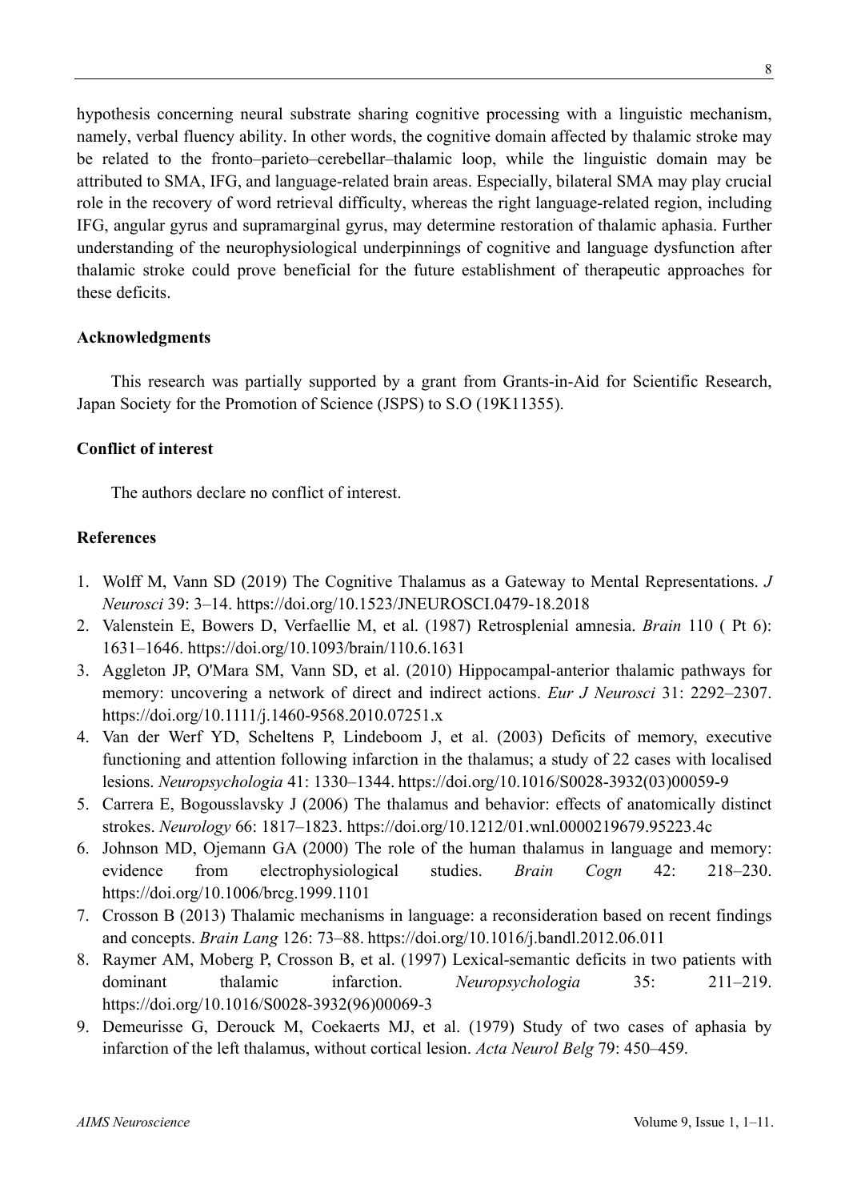hypothesis concerning neural substrate sharing cognitive processing with a linguistic mechanism, namely, verbal fluency ability. In other words, the cognitive domain affected by thalamic stroke may be related to the fronto–parieto–cerebellar–thalamic loop, while the linguistic domain may be attributed to SMA, IFG, and language-related brain areas. Especially, bilateral SMA may play crucial role in the recovery of word retrieval difficulty, whereas the right language-related region, including IFG, angular gyrus and supramarginal gyrus, may determine restoration of thalamic aphasia. Further understanding of the neurophysiological underpinnings of cognitive and language dysfunction after thalamic stroke could prove beneficial for the future establishment of therapeutic approaches for these deficits.

**Acknowledgments**

This research was partially supported by a grant from Grants-in-Aid for Scientific Research, Japan Society for the Promotion of Science (JSPS) to S.O (19K11355).

**Conflict of interest**

The authors declare no conflict of interest.

**References**

1. Wolff M, Vann SD (2019) The Cognitive Thalamus as a Gateway to Mental Representations. *J Neurosci* 39: 3–14. https://doi.org/10.1523/JNEUROSCI.0479-18.2018
2. Valenstein E, Bowers D, Verfaellie M, et al. (1987) Retrosplenial amnesia. *Brain* 110 ( Pt 6): 1631–1646. https://doi.org/10.1093/brain/110.6.1631
3. Aggleton JP, O'Mara SM, Vann SD, et al. (2010) Hippocampal-anterior thalamic pathways for memory: uncovering a network of direct and indirect actions. *Eur J Neurosci* 31: 2292–2307. https://doi.org/10.1111/j.1460-9568.2010.07251.x
4. Van der Werf YD, Scheltens P, Lindeboom J, et al. (2003) Deficits of memory, executive functioning and attention following infarction in the thalamus; a study of 22 cases with localised lesions. *Neuropsychologia* 41: 1330–1344. https://doi.org/10.1016/S0028-3932(03)00059-9
5. Carrera E, Bogousslavsky J (2006) The thalamus and behavior: effects of anatomically distinct strokes. *Neurology* 66: 1817–1823. https://doi.org/10.1212/01.wnl.0000219679.95223.4c
6. Johnson MD, Ojemann GA (2000) The role of the human thalamus in language and memory: evidence from electrophysiological studies. *Brain Cogn* 42: 218–230. https://doi.org/10.1006/brcg.1999.1101
7. Crosson B (2013) Thalamic mechanisms in language: a reconsideration based on recent findings and concepts. *Brain Lang* 126: 73–88. https://doi.org/10.1016/j.bandl.2012.06.011
8. Raymer AM, Moberg P, Crosson B, et al. (1997) Lexical-semantic deficits in two patients with dominant thalamic infarction. *Neuropsychologia* 35: 211–219. https://doi.org/10.1016/S0028-3932(96)00069-3
9. Demeurisse G, Derouck M, Coekaerts MJ, et al. (1979) Study of two cases of aphasia by infarction of the left thalamus, without cortical lesion. *Acta Neurol Belg* 79: 450–459.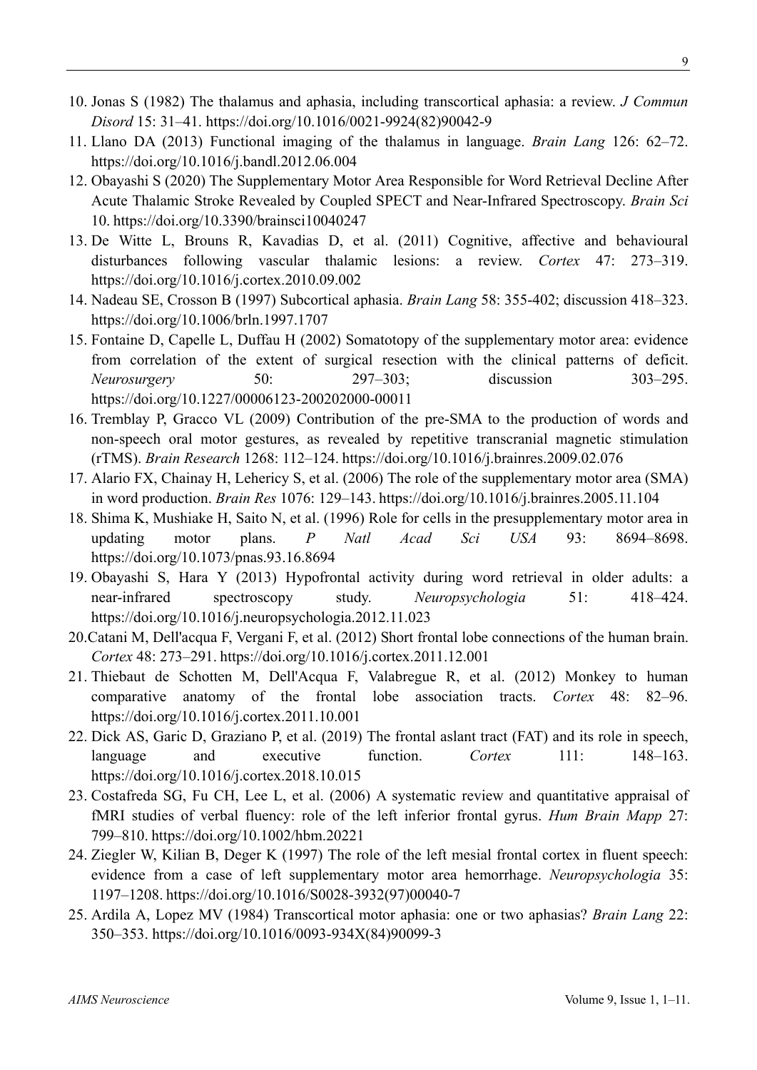10. Jonas S (1982) The thalamus and aphasia, including transcortical aphasia: a review. *J Commun Disord* 15: 31–41. https://doi.org/10.1016/0021-9924(82)90042-9
11. Llano DA (2013) Functional imaging of the thalamus in language. *Brain Lang* 126: 62–72. https://doi.org/10.1016/j.bandl.2012.06.004
12. Obayashi S (2020) The Supplementary Motor Area Responsible for Word Retrieval Decline After Acute Thalamic Stroke Revealed by Coupled SPECT and Near-Infrared Spectroscopy. *Brain Sci* 10. https://doi.org/10.3390/brainsci10040247
13. De Witte L, Brouns R, Kavadias D, et al. (2011) Cognitive, affective and behavioural disturbances following vascular thalamic lesions: a review. *Cortex* 47: 273–319. https://doi.org/10.1016/j.cortex.2010.09.002
14. Nadeau SE, Crosson B (1997) Subcortical aphasia. *Brain Lang* 58: 355-402; discussion 418–323. https://doi.org/10.1006/brln.1997.1707
15. Fontaine D, Capelle L, Duffau H (2002) Somatotopy of the supplementary motor area: evidence from correlation of the extent of surgical resection with the clinical patterns of deficit. *Neurosurgery* 50: 297–303; discussion 303–295. https://doi.org/10.1227/00006123-200202000-00011
16. Tremblay P, Gracco VL (2009) Contribution of the pre-SMA to the production of words and non-speech oral motor gestures, as revealed by repetitive transcranial magnetic stimulation (rTMS). *Brain Research* 1268: 112–124. https://doi.org/10.1016/j.brainres.2009.02.076
17. Alario FX, Chainay H, Lehericy S, et al. (2006) The role of the supplementary motor area (SMA) in word production. *Brain Res* 1076: 129–143. https://doi.org/10.1016/j.brainres.2005.11.104
18. Shima K, Mushiake H, Saito N, et al. (1996) Role for cells in the presupplementary motor area in updating motor plans. *P Natl Acad Sci USA* 93: 8694–8698. https://doi.org/10.1073/pnas.93.16.8694
19. Obayashi S, Hara Y (2013) Hypofrontal activity during word retrieval in older adults: a near-infrared spectroscopy study. *Neuropsychologia* 51: 418–424. https://doi.org/10.1016/j.neuropsychologia.2012.11.023
20. Catani M, Dell'acqua F, Vergani F, et al. (2012) Short frontal lobe connections of the human brain. *Cortex* 48: 273–291. https://doi.org/10.1016/j.cortex.2011.12.001
21. Thiebaut de Schotten M, Dell'Acqua F, Valabregue R, et al. (2012) Monkey to human comparative anatomy of the frontal lobe association tracts. *Cortex* 48: 82–96. https://doi.org/10.1016/j.cortex.2011.10.001
22. Dick AS, Garic D, Graziano P, et al. (2019) The frontal aslant tract (FAT) and its role in speech, language and executive function. *Cortex* 111: 148–163. https://doi.org/10.1016/j.cortex.2018.10.015
23. Costafreda SG, Fu CH, Lee L, et al. (2006) A systematic review and quantitative appraisal of fMRI studies of verbal fluency: role of the left inferior frontal gyrus. *Hum Brain Mapp* 27: 799–810. https://doi.org/10.1002/hbm.20221
24. Ziegler W, Kilian B, Deger K (1997) The role of the left mesial frontal cortex in fluent speech: evidence from a case of left supplementary motor area hemorrhage. *Neuropsychologia* 35: 1197–1208. https://doi.org/10.1016/S0028-3932(97)00040-7
25. Ardila A, Lopez MV (1984) Transcortical motor aphasia: one or two aphasias? *Brain Lang* 22: 350–353. https://doi.org/10.1016/0093-934X(84)90099-3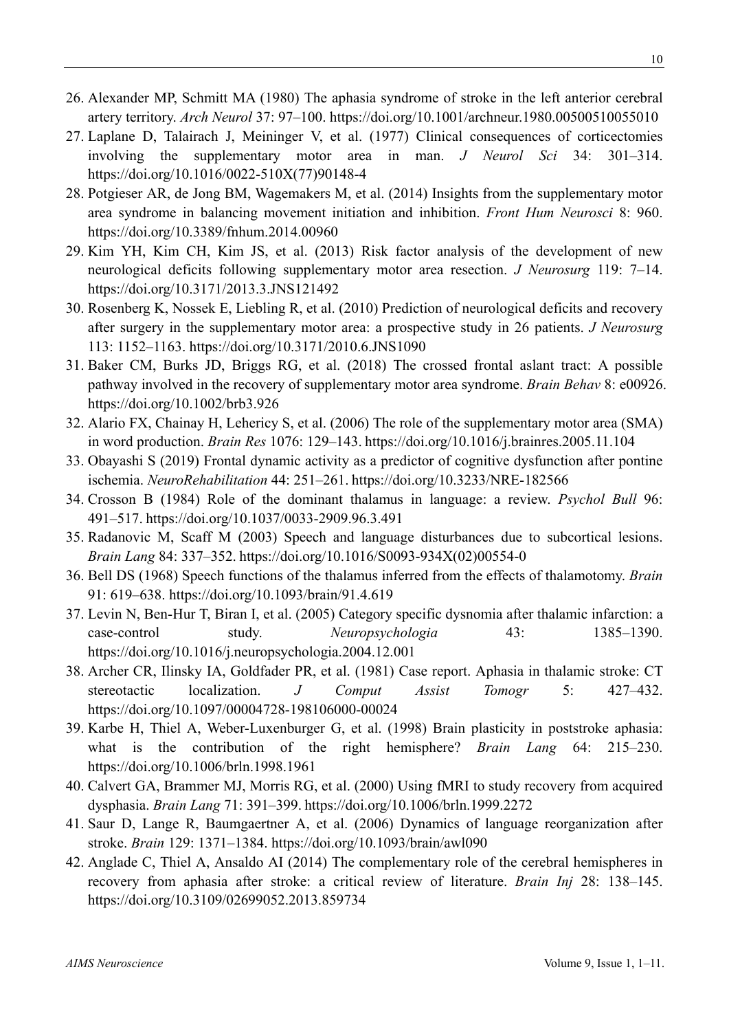26. Alexander MP, Schmitt MA (1980) The aphasia syndrome of stroke in the left anterior cerebral artery territory. *Arch Neurol* 37: 97–100. https://doi.org/10.1001/archneur.1980.00500510055010
27. Laplane D, Talairach J, Meininger V, et al. (1977) Clinical consequences of corticectomies involving the supplementary motor area in man. *J Neurol Sci* 34: 301–314. https://doi.org/10.1016/0022-510X(77)90148-4
28. Potgieser AR, de Jong BM, Wagemakers M, et al. (2014) Insights from the supplementary motor area syndrome in balancing movement initiation and inhibition. *Front Hum Neurosci* 8: 960. https://doi.org/10.3389/fnhum.2014.00960
29. Kim YH, Kim CH, Kim JS, et al. (2013) Risk factor analysis of the development of new neurological deficits following supplementary motor area resection. *J Neurosurg* 119: 7–14. https://doi.org/10.3171/2013.3.JNS121492
30. Rosenberg K, Nossek E, Liebling R, et al. (2010) Prediction of neurological deficits and recovery after surgery in the supplementary motor area: a prospective study in 26 patients. *J Neurosurg* 113: 1152–1163. https://doi.org/10.3171/2010.6.JNS1090
31. Baker CM, Burks JD, Briggs RG, et al. (2018) The crossed frontal aslant tract: A possible pathway involved in the recovery of supplementary motor area syndrome. *Brain Behav* 8: e00926. https://doi.org/10.1002/brb3.926
32. Alario FX, Chainay H, Lehericy S, et al. (2006) The role of the supplementary motor area (SMA) in word production. *Brain Res* 1076: 129–143. https://doi.org/10.1016/j.brainres.2005.11.104
33. Obayashi S (2019) Frontal dynamic activity as a predictor of cognitive dysfunction after pontine ischemia. *NeuroRehabilitation* 44: 251–261. https://doi.org/10.3233/NRE-182566
34. Crosson B (1984) Role of the dominant thalamus in language: a review. *Psychol Bull* 96: 491–517. https://doi.org/10.1037/0033-2909.96.3.491
35. Radanovic M, Scaff M (2003) Speech and language disturbances due to subcortical lesions. *Brain Lang* 84: 337–352. https://doi.org/10.1016/S0093-934X(02)00554-0
36. Bell DS (1968) Speech functions of the thalamus inferred from the effects of thalamotomy. *Brain* 91: 619–638. https://doi.org/10.1093/brain/91.4.619
37. Levin N, Ben-Hur T, Biran I, et al. (2005) Category specific dysnomia after thalamic infarction: a case-control study. *Neuropsychologia* 43: 1385–1390. https://doi.org/10.1016/j.neuropsychologia.2004.12.001
38. Archer CR, Ilinsky IA, Goldfader PR, et al. (1981) Case report. Aphasia in thalamic stroke: CT stereotactic localization. *J Comput Assist Tomogr* 5: 427–432. https://doi.org/10.1097/00004728-198106000-00024
39. Karbe H, Thiel A, Weber-Luxenburger G, et al. (1998) Brain plasticity in poststroke aphasia: what is the contribution of the right hemisphere? *Brain Lang* 64: 215–230. https://doi.org/10.1006/brln.1998.1961
40. Calvert GA, Brammer MJ, Morris RG, et al. (2000) Using fMRI to study recovery from acquired dysphasia. *Brain Lang* 71: 391–399. https://doi.org/10.1006/brln.1999.2272
41. Saur D, Lange R, Baumgaertner A, et al. (2006) Dynamics of language reorganization after stroke. *Brain* 129: 1371–1384. https://doi.org/10.1093/brain/awl090
42. Anglade C, Thiel A, Ansaldo AI (2014) The complementary role of the cerebral hemispheres in recovery from aphasia after stroke: a critical review of literature. *Brain Inj* 28: 138–145. https://doi.org/10.3109/02699052.2013.859734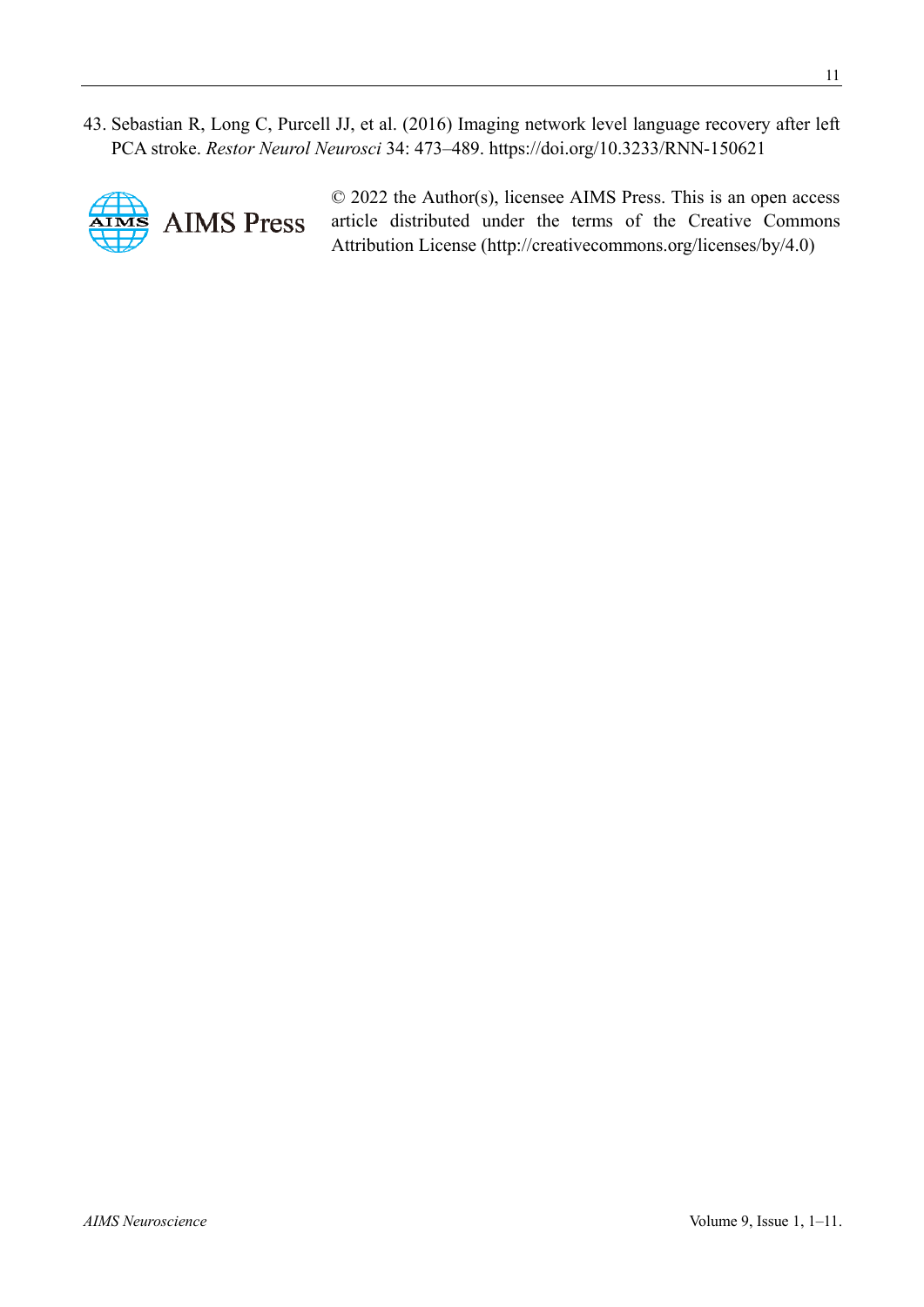43. Sebastian R, Long C, Purcell JJ, et al. (2016) Imaging network level language recovery after left PCA stroke. *Restor Neurol Neurosci* 34: 473–489. https://doi.org/10.3233/RNN-150621

AIMS Press

© 2022 the Author(s), licensee AIMS Press. This is an open access article distributed under the terms of the Creative Commons Attribution License (http://creativecommons.org/licenses/by/4.0)